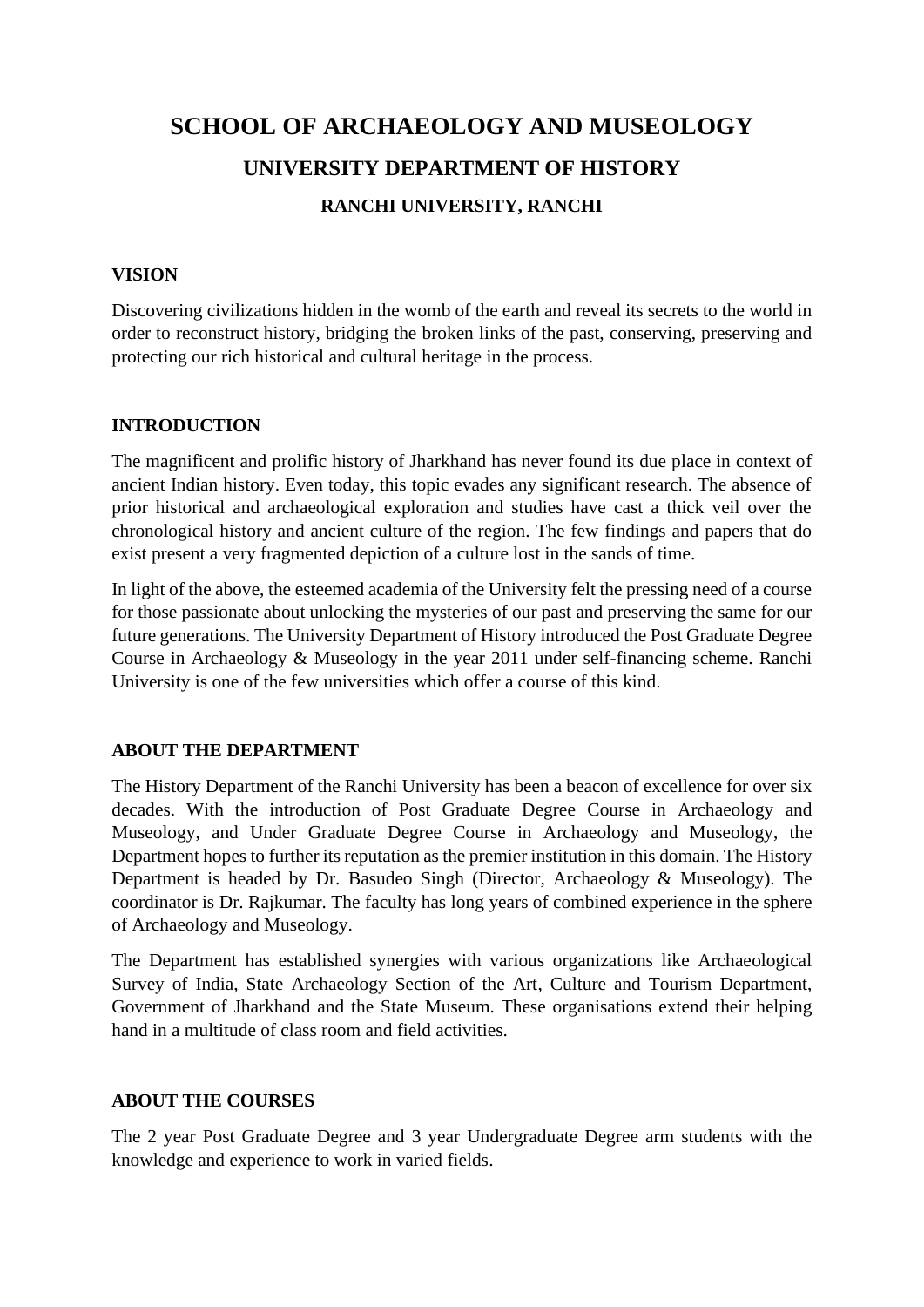# SCHOOL OF ARCHAEOLOGY AND MUSEOLOGY

## UNIVERSITY DEPARTMENT OF HISTORY

### RANCHI UNIVERSITY, RANCHI

**VISION**

Discovering civilizations hidden in the womb of the earth and reveal its secrets to the world in order to reconstruct history, bridging the broken links of the past, conserving, preserving and protecting our rich historical and cultural heritage in the process.

**INTRODUCTION**

The magnificent and prolific history of Jharkhand has never found its due place in context of ancient Indian history. Even today, this topic evades any significant research. The absence of prior historical and archaeological exploration and studies have cast a thick veil over the chronological history and ancient culture of the region. The few findings and papers that do exist present a very fragmented depiction of a culture lost in the sands of time.

In light of the above, the esteemed academia of the University felt the pressing need of a course for those passionate about unlocking the mysteries of our past and preserving the same for our future generations. The University Department of History introduced the Post Graduate Degree Course in Archaeology & Museology in the year 2011 under self-financing scheme. Ranchi University is one of the few universities which offer a course of this kind.

**ABOUT THE DEPARTMENT**

The History Department of the Ranchi University has been a beacon of excellence for over six decades. With the introduction of Post Graduate Degree Course in Archaeology and Museology, and Under Graduate Degree Course in Archaeology and Museology, the Department hopes to further its reputation as the premier institution in this domain. The History Department is headed by Dr. Basudeo Singh (Director, Archaeology & Museology). The coordinator is Dr. Rajkumar. The faculty has long years of combined experience in the sphere of Archaeology and Museology.

The Department has established synergies with various organizations like Archaeological Survey of India, State Archaeology Section of the Art, Culture and Tourism Department, Government of Jharkhand and the State Museum. These organisations extend their helping hand in a multitude of class room and field activities.

**ABOUT THE COURSES**

The 2 year Post Graduate Degree and 3 year Undergraduate Degree arm students with the knowledge and experience to work in varied fields.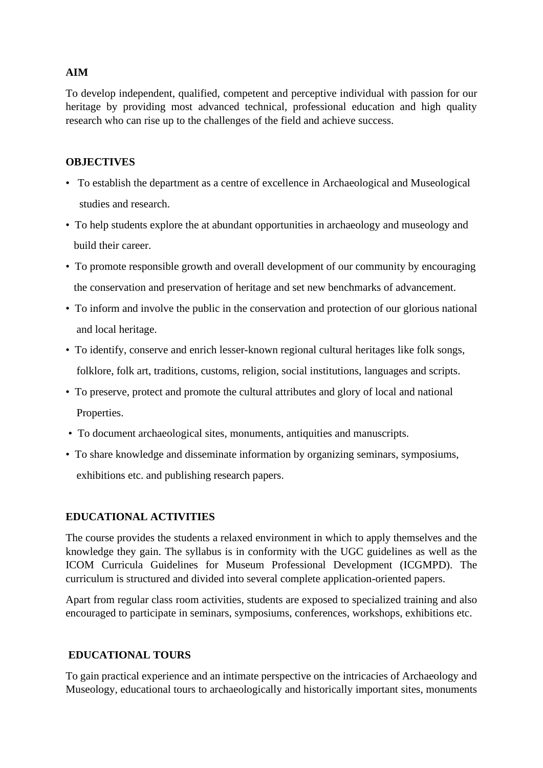**AIM**

To develop independent, qualified, competent and perceptive individual with passion for our heritage by providing most advanced technical, professional education and high quality research who can rise up to the challenges of the field and achieve success.

**OBJECTIVES**

- To establish the department as a centre of excellence in Archaeological and Museological studies and research.
- To help students explore the at abundant opportunities in archaeology and museology and build their career.
- To promote responsible growth and overall development of our community by encouraging the conservation and preservation of heritage and set new benchmarks of advancement.
- To inform and involve the public in the conservation and protection of our glorious national and local heritage.
- To identify, conserve and enrich lesser-known regional cultural heritages like folk songs, folklore, folk art, traditions, customs, religion, social institutions, languages and scripts.
- To preserve, protect and promote the cultural attributes and glory of local and national Properties.
- To document archaeological sites, monuments, antiquities and manuscripts.
- To share knowledge and disseminate information by organizing seminars, symposiums, exhibitions etc. and publishing research papers.

**EDUCATIONAL ACTIVITIES**

The course provides the students a relaxed environment in which to apply themselves and the knowledge they gain. The syllabus is in conformity with the UGC guidelines as well as the ICOM Curricula Guidelines for Museum Professional Development (ICGMPD). The curriculum is structured and divided into several complete application-oriented papers.

Apart from regular class room activities, students are exposed to specialized training and also encouraged to participate in seminars, symposiums, conferences, workshops, exhibitions etc.

**EDUCATIONAL TOURS**

To gain practical experience and an intimate perspective on the intricacies of Archaeology and Museology, educational tours to archaeologically and historically important sites, monuments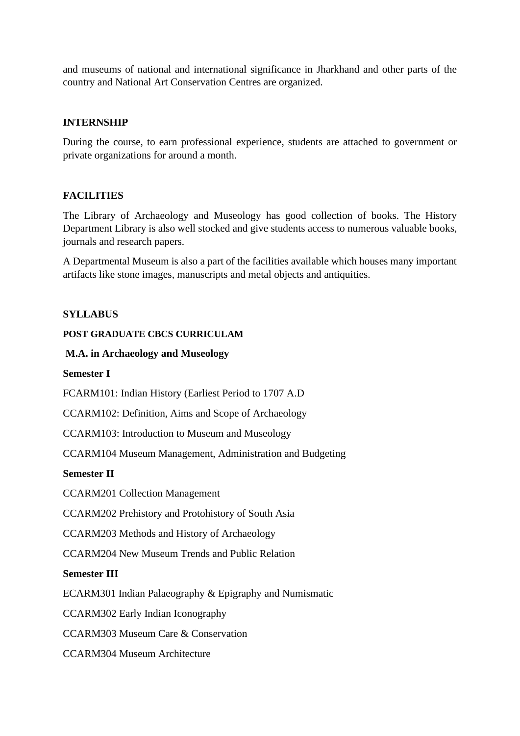and museums of national and international significance in Jharkhand and other parts of the country and National Art Conservation Centres are organized.

## INTERNSHIP

During the course, to earn professional experience, students are attached to government or private organizations for around a month.

## FACILITIES

The Library of Archaeology and Museology has good collection of books. The History Department Library is also well stocked and give students access to numerous valuable books, journals and research papers.

A Departmental Museum is also a part of the facilities available which houses many important artifacts like stone images, manuscripts and metal objects and antiquities.

## SYLLABUS

### POST GRADUATE CBCS CURRICULAM

### M.A. in Archaeology and Museology

**Semester I**

FCARM101: Indian History (Earliest Period to 1707 A.D

CCARM102: Definition, Aims and Scope of Archaeology

CCARM103: Introduction to Museum and Museology

CCARM104 Museum Management, Administration and Budgeting

**Semester II**

CCARM201 Collection Management

CCARM202 Prehistory and Protohistory of South Asia

CCARM203 Methods and History of Archaeology

CCARM204 New Museum Trends and Public Relation

**Semester III**

ECARM301 Indian Palaeography & Epigraphy and Numismatic

CCARM302 Early Indian Iconography

CCARM303 Museum Care & Conservation

CCARM304 Museum Architecture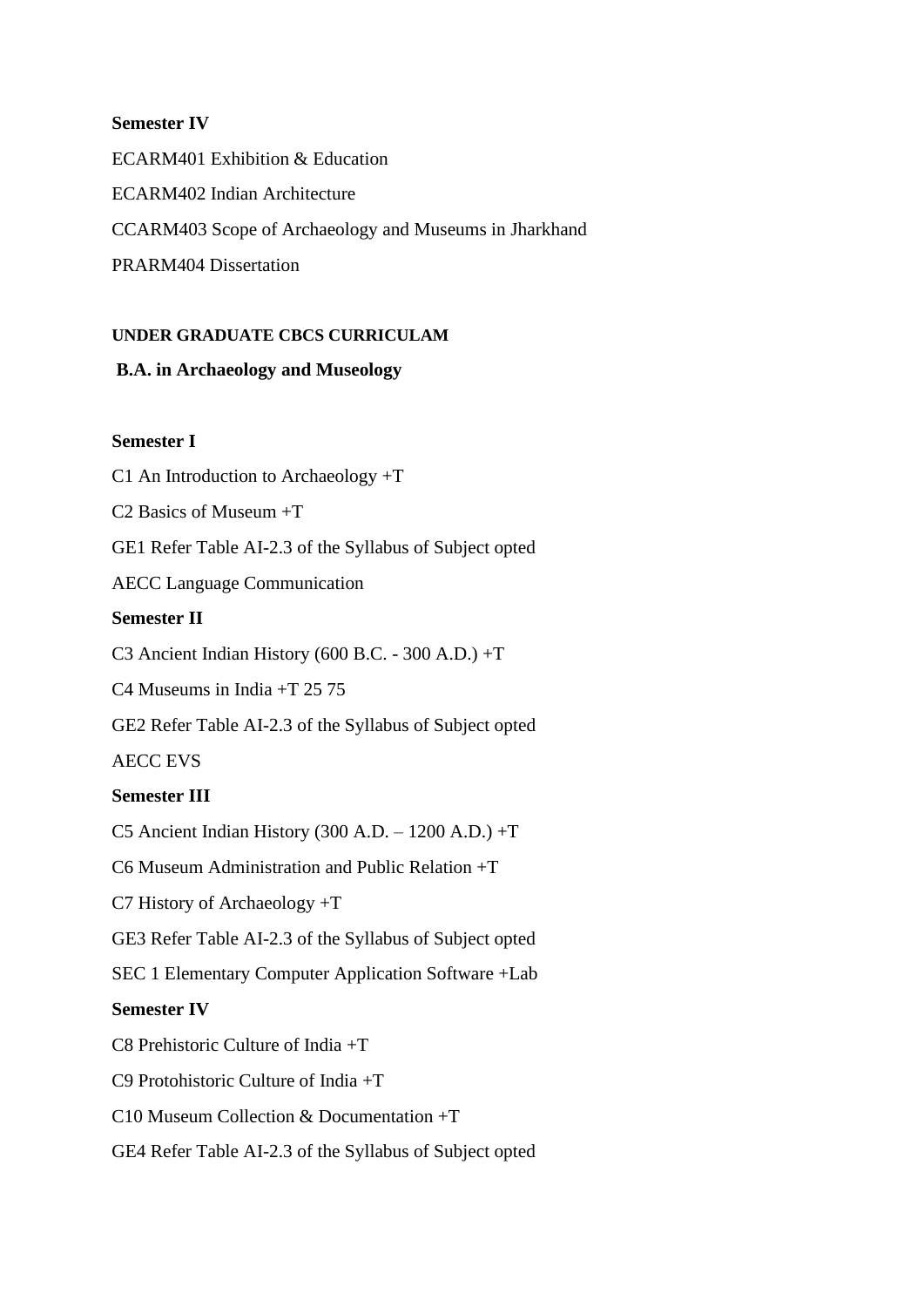**Semester IV**

ECARM401 Exhibition & Education

ECARM402 Indian Architecture

CCARM403 Scope of Archaeology and Museums in Jharkhand

PRARM404 Dissertation

**UNDER GRADUATE CBCS CURRICULAM**

**B.A. in Archaeology and Museology**

**Semester I**

C1 An Introduction to Archaeology +T

C2 Basics of Museum +T

GE1 Refer Table AI-2.3 of the Syllabus of Subject opted

AECC Language Communication

**Semester II**

C3 Ancient Indian History (600 B.C. - 300 A.D.) +T

C4 Museums in India +T 25 75

GE2 Refer Table AI-2.3 of the Syllabus of Subject opted

AECC EVS

**Semester III**

C5 Ancient Indian History (300 A.D. – 1200 A.D.) +T

C6 Museum Administration and Public Relation +T

C7 History of Archaeology +T

GE3 Refer Table AI-2.3 of the Syllabus of Subject opted

SEC 1 Elementary Computer Application Software +Lab

**Semester IV**

C8 Prehistoric Culture of India +T

C9 Protohistoric Culture of India +T

C10 Museum Collection & Documentation +T

GE4 Refer Table AI-2.3 of the Syllabus of Subject opted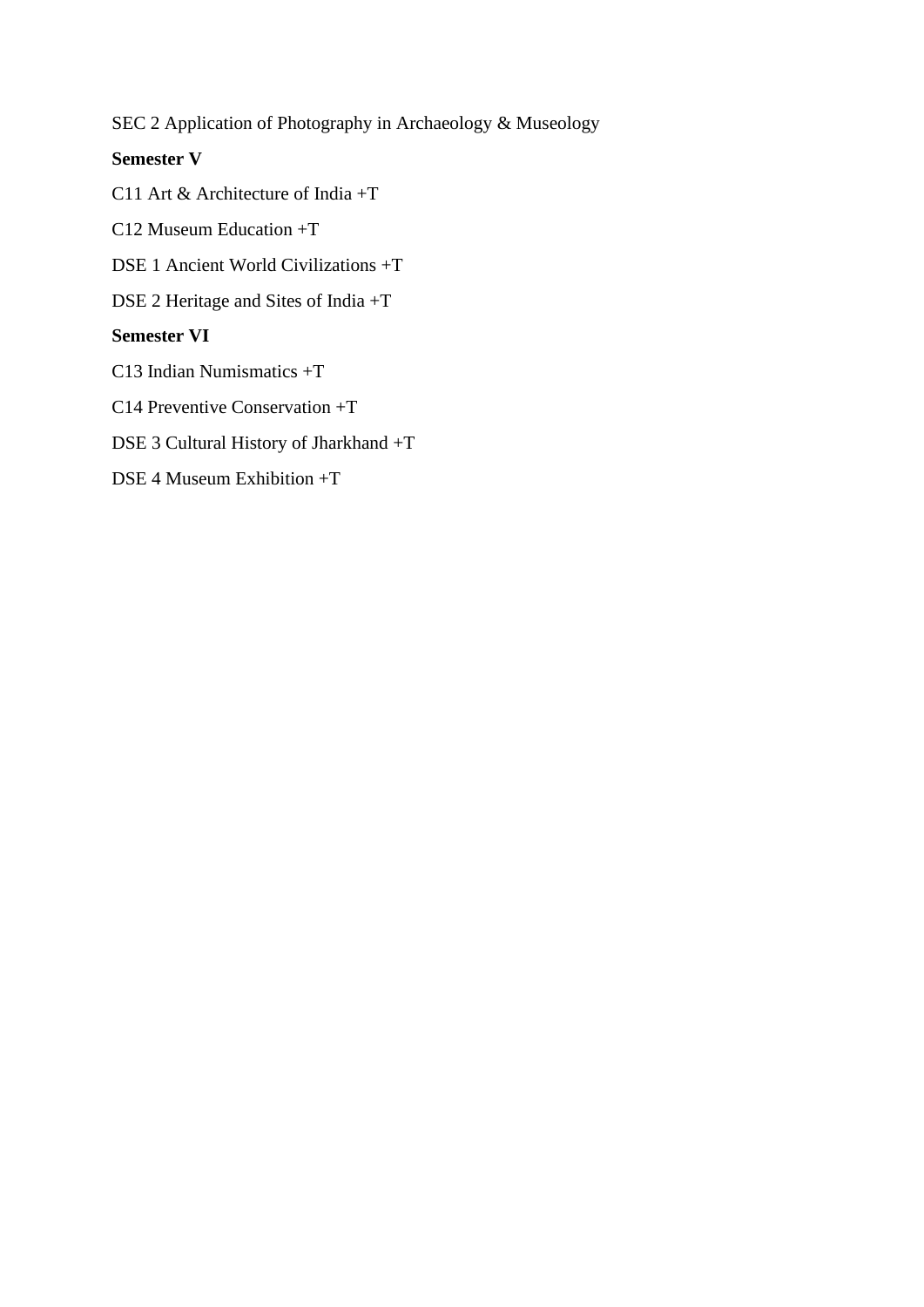SEC 2 Application of Photography in Archaeology & Museology

**Semester V**

C11 Art & Architecture of India +T

C12 Museum Education +T

DSE 1 Ancient World Civilizations +T

DSE 2 Heritage and Sites of India +T

**Semester VI**

C13 Indian Numismatics +T

C14 Preventive Conservation +T

DSE 3 Cultural History of Jharkhand +T

DSE 4 Museum Exhibition +T